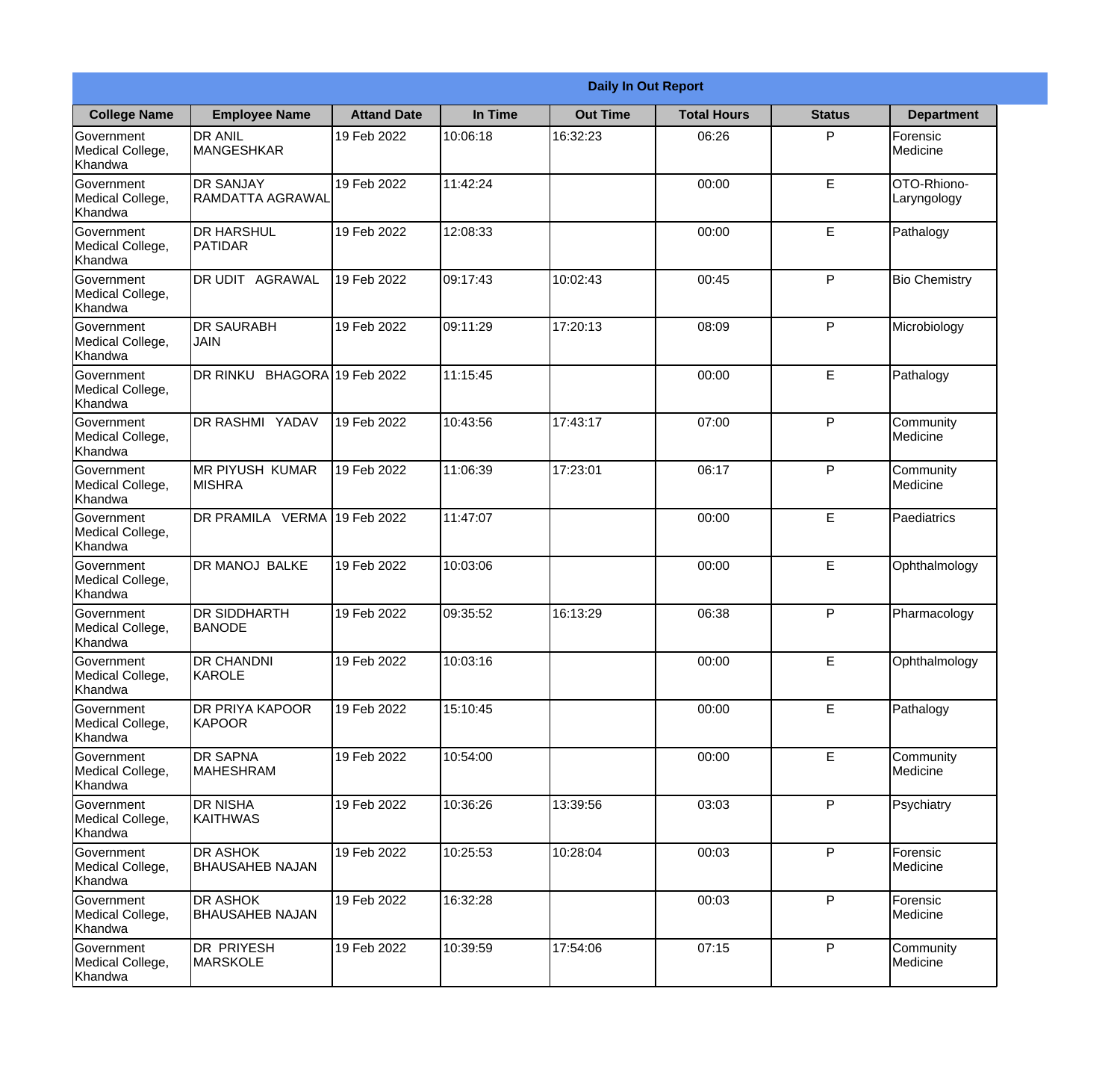| Daily In Out Report | | | | | | | |
|---|---|---|---|---|---|---|---|
| **College Name** | **Employee Name** | **Attand Date** | **In Time** | **Out Time** | **Total Hours** | **Status** | **Department** |
| Government Medical College, Khandwa | DR ANIL MANGESHKAR | 19 Feb 2022 | 10:06:18 | 16:32:23 | 06:26 | P | Forensic Medicine |
| Government Medical College, Khandwa | DR SANJAY RAMDATTA AGRAWAL | 19 Feb 2022 | 11:42:24 | | 00:00 | E | OTO-Rhiono-Laryngology |
| Government Medical College, Khandwa | DR HARSHUL PATIDAR | 19 Feb 2022 | 12:08:33 | | 00:00 | E | Pathalogy |
| Government Medical College, Khandwa | DR UDIT AGRAWAL | 19 Feb 2022 | 09:17:43 | 10:02:43 | 00:45 | P | Bio Chemistry |
| Government Medical College, Khandwa | DR SAURABH JAIN | 19 Feb 2022 | 09:11:29 | 17:20:13 | 08:09 | P | Microbiology |
| Government Medical College, Khandwa | DR RINKU BHAGORA | 19 Feb 2022 | 11:15:45 | | 00:00 | E | Pathalogy |
| Government Medical College, Khandwa | DR RASHMI YADAV | 19 Feb 2022 | 10:43:56 | 17:43:17 | 07:00 | P | Community Medicine |
| Government Medical College, Khandwa | MR PIYUSH KUMAR MISHRA | 19 Feb 2022 | 11:06:39 | 17:23:01 | 06:17 | P | Community Medicine |
| Government Medical College, Khandwa | DR PRAMILA VERMA | 19 Feb 2022 | 11:47:07 | | 00:00 | E | Paediatrics |
| Government Medical College, Khandwa | DR MANOJ BALKE | 19 Feb 2022 | 10:03:06 | | 00:00 | E | Ophthalmology |
| Government Medical College, Khandwa | DR SIDDHARTH BANODE | 19 Feb 2022 | 09:35:52 | 16:13:29 | 06:38 | P | Pharmacology |
| Government Medical College, Khandwa | DR CHANDNI KAROLE | 19 Feb 2022 | 10:03:16 | | 00:00 | E | Ophthalmology |
| Government Medical College, Khandwa | DR PRIYA KAPOOR KAPOOR | 19 Feb 2022 | 15:10:45 | | 00:00 | E | Pathalogy |
| Government Medical College, Khandwa | DR SAPNA MAHESHRAM | 19 Feb 2022 | 10:54:00 | | 00:00 | E | Community Medicine |
| Government Medical College, Khandwa | DR NISHA KAITHWAS | 19 Feb 2022 | 10:36:26 | 13:39:56 | 03:03 | P | Psychiatry |
| Government Medical College, Khandwa | DR ASHOK BHAUSAHEB NAJAN | 19 Feb 2022 | 10:25:53 | 10:28:04 | 00:03 | P | Forensic Medicine |
| Government Medical College, Khandwa | DR ASHOK BHAUSAHEB NAJAN | 19 Feb 2022 | 16:32:28 | | 00:03 | P | Forensic Medicine |
| Government Medical College, Khandwa | DR PRIYESH MARSKOLE | 19 Feb 2022 | 10:39:59 | 17:54:06 | 07:15 | P | Community Medicine |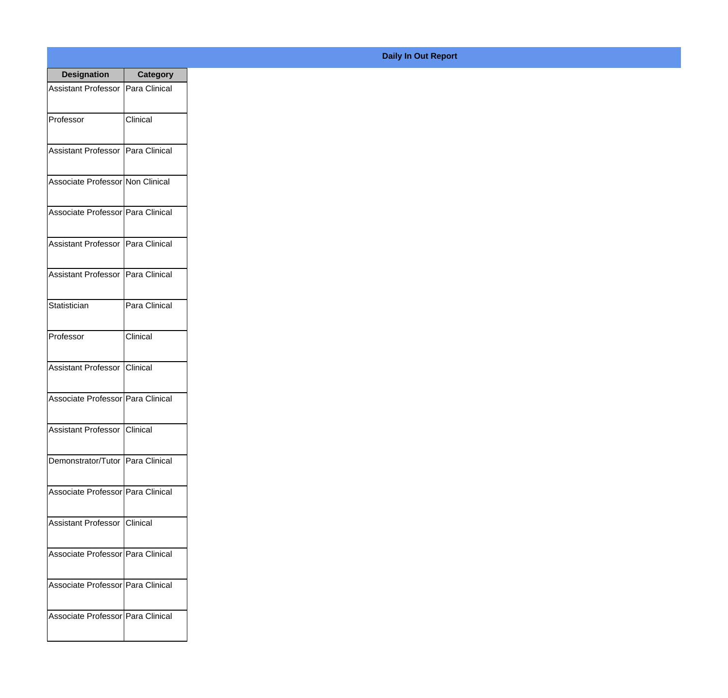**Daily In Out Report**

| Designation | Category |
| --- | --- |
| Assistant Professor | Para Clinical |
| Professor | Clinical |
| Assistant Professor | Para Clinical |
| Associate Professor | Non Clinical |
| Associate Professor | Para Clinical |
| Assistant Professor | Para Clinical |
| Assistant Professor | Para Clinical |
| Statistician | Para Clinical |
| Professor | Clinical |
| Assistant Professor | Clinical |
| Associate Professor | Para Clinical |
| Assistant Professor | Clinical |
| Demonstrator/Tutor | Para Clinical |
| Associate Professor | Para Clinical |
| Assistant Professor | Clinical |
| Associate Professor | Para Clinical |
| Associate Professor | Para Clinical |
| Associate Professor | Para Clinical |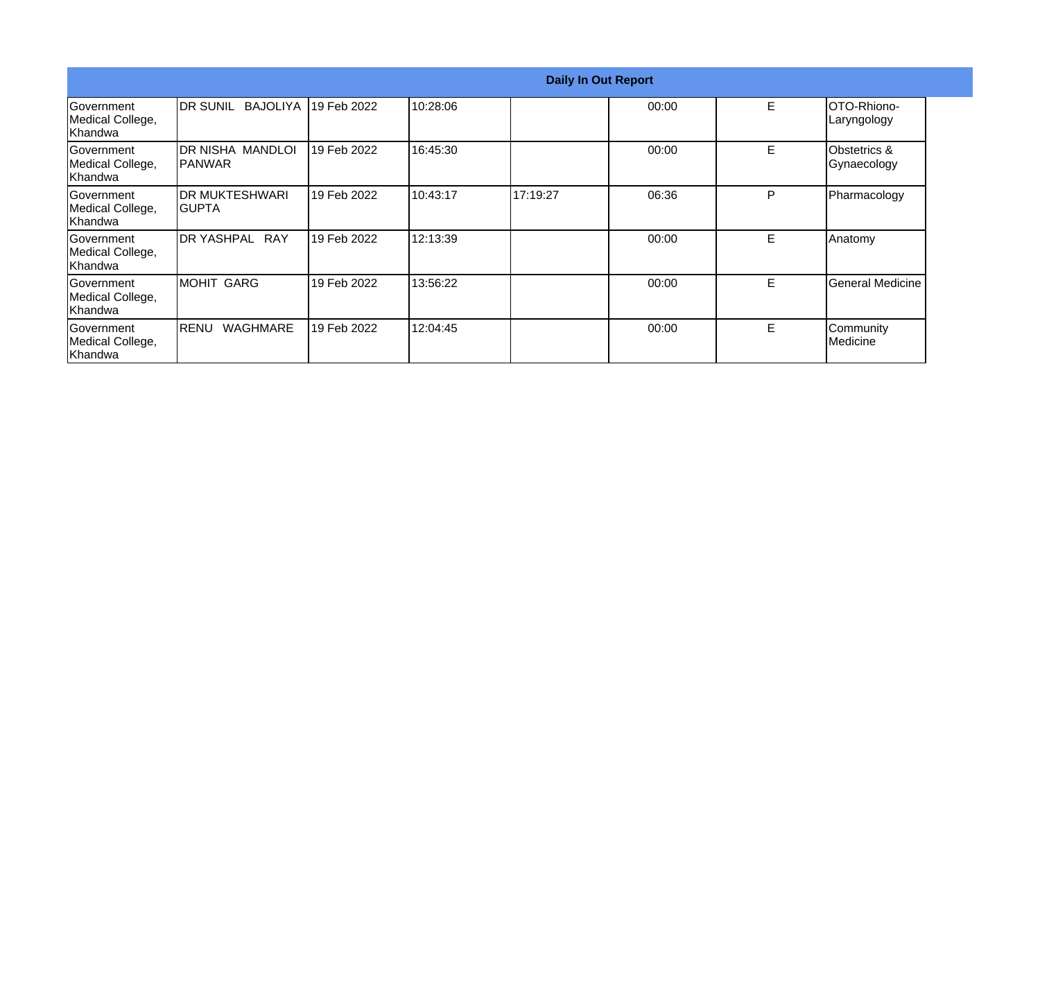| Daily In Out Report | | | | | | | |
|---|---|---|---|---|---|---|---|
| Government Medical College, Khandwa | DR SUNIL BAJOLIYA | 19 Feb 2022 | 10:28:06 | | 00:00 | E | OTO-Rhiono-Laryngology |
| Government Medical College, Khandwa | DR NISHA MANDLOI PANWAR | 19 Feb 2022 | 16:45:30 | | 00:00 | E | Obstetrics & Gynaecology |
| Government Medical College, Khandwa | DR MUKTESHWARI GUPTA | 19 Feb 2022 | 10:43:17 | 17:19:27 | 06:36 | P | Pharmacology |
| Government Medical College, Khandwa | DR YASHPAL RAY | 19 Feb 2022 | 12:13:39 | | 00:00 | E | Anatomy |
| Government Medical College, Khandwa | MOHIT GARG | 19 Feb 2022 | 13:56:22 | | 00:00 | E | General Medicine |
| Government Medical College, Khandwa | RENU WAGHMARE | 19 Feb 2022 | 12:04:45 | | 00:00 | E | Community Medicine |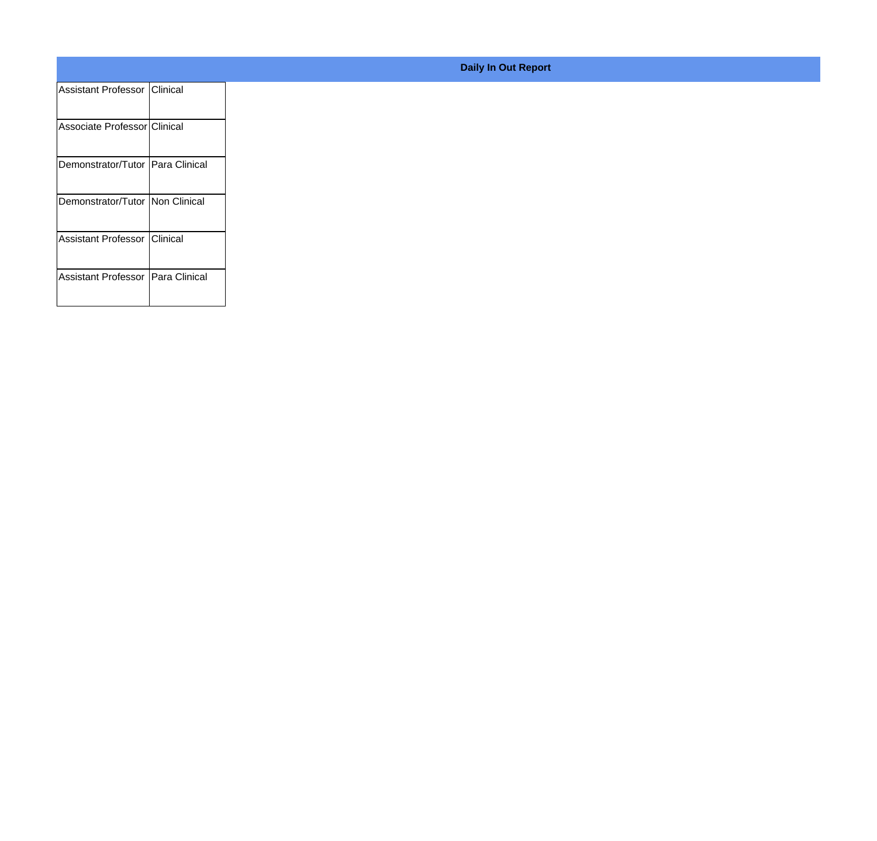**Daily In Out Report**

| | |
|---|---|
| Assistant Professor | Clinical |
| Associate Professor | Clinical |
| Demonstrator/Tutor | Para Clinical |
| Demonstrator/Tutor | Non Clinical |
| Assistant Professor | Clinical |
| Assistant Professor | Para Clinical |